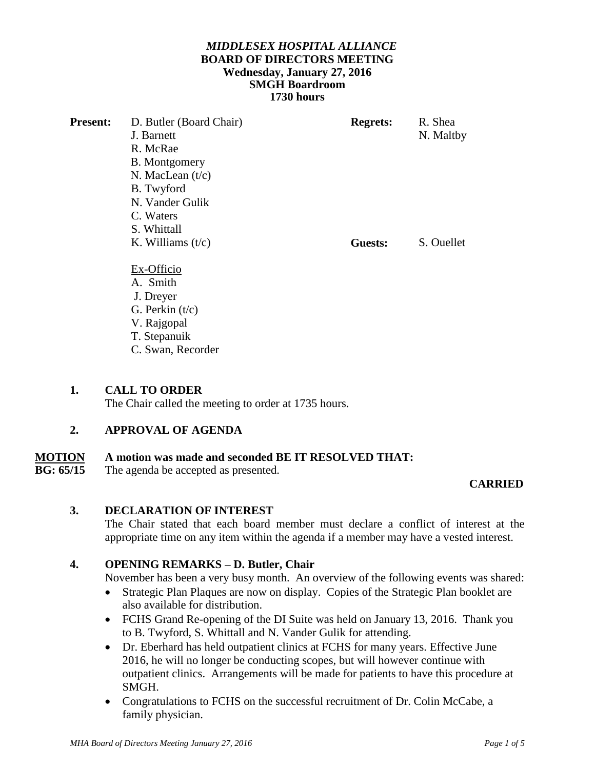# *MIDDLESEX HOSPITAL ALLIANCE*
## BOARD OF DIRECTORS MEETING
**Wednesday, January 27, 2016**
**SMGH Boardroom**
**1730 hours**

| **Present:** | D. Butler (Board Chair) | **Regrets:** | R. Shea |
|---|---|---|---|
| | J. Barnett | | N. Maltby |
| | R. McRae | | |
| | B. Montgomery | | |
| | N. MacLean (t/c) | | |
| | B. Twyford | | |
| | N. Vander Gulik | | |
| | C. Waters | | |
| | S. Whittall | | |
| | K. Williams (t/c) | **Guests:** | S. Ouellet |
| | Ex-Officio | | |
| | A. Smith | | |
| | J. Dreyer | | |
| | G. Perkin (t/c) | | |
| | V. Rajgopal | | |
| | T. Stepanuik | | |
| | C. Swan, Recorder | | |

### 1. CALL TO ORDER

The Chair called the meeting to order at 1735 hours.

### 2. APPROVAL OF AGENDA

**MOTION BG: 65/15** — **A motion was made and seconded BE IT RESOLVED THAT:**
The agenda be accepted as presented.

**CARRIED**

### 3. DECLARATION OF INTEREST

The Chair stated that each board member must declare a conflict of interest at the appropriate time on any item within the agenda if a member may have a vested interest.

### 4. OPENING REMARKS – D. Butler, Chair

November has been a very busy month. An overview of the following events was shared:

- Strategic Plan Plaques are now on display. Copies of the Strategic Plan booklet are also available for distribution.
- FCHS Grand Re-opening of the DI Suite was held on January 13, 2016. Thank you to B. Twyford, S. Whittall and N. Vander Gulik for attending.
- Dr. Eberhard has held outpatient clinics at FCHS for many years. Effective June 2016, he will no longer be conducting scopes, but will however continue with outpatient clinics. Arrangements will be made for patients to have this procedure at SMGH.
- Congratulations to FCHS on the successful recruitment of Dr. Colin McCabe, a family physician.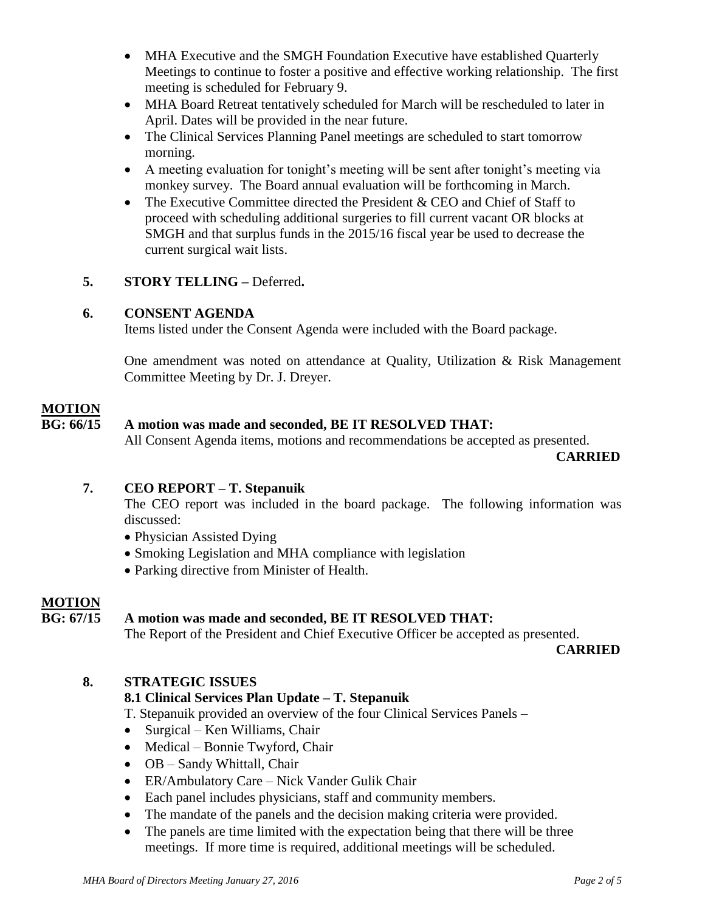- MHA Executive and the SMGH Foundation Executive have established Quarterly Meetings to continue to foster a positive and effective working relationship. The first meeting is scheduled for February 9.
- MHA Board Retreat tentatively scheduled for March will be rescheduled to later in April. Dates will be provided in the near future.
- The Clinical Services Planning Panel meetings are scheduled to start tomorrow morning.
- A meeting evaluation for tonight's meeting will be sent after tonight's meeting via monkey survey. The Board annual evaluation will be forthcoming in March.
- The Executive Committee directed the President & CEO and Chief of Staff to proceed with scheduling additional surgeries to fill current vacant OR blocks at SMGH and that surplus funds in the 2015/16 fiscal year be used to decrease the current surgical wait lists.

**5. STORY TELLING –** Deferred**.**

**6. CONSENT AGENDA**

Items listed under the Consent Agenda were included with the Board package.

One amendment was noted on attendance at Quality, Utilization & Risk Management Committee Meeting by Dr. J. Dreyer.

**MOTION**

**BG: 66/15 A motion was made and seconded, BE IT RESOLVED THAT:**

All Consent Agenda items, motions and recommendations be accepted as presented.

**CARRIED**

**7. CEO REPORT – T. Stepanuik**

The CEO report was included in the board package. The following information was discussed:

- Physician Assisted Dying
- Smoking Legislation and MHA compliance with legislation
- Parking directive from Minister of Health.

**MOTION**

**BG: 67/15 A motion was made and seconded, BE IT RESOLVED THAT:**

The Report of the President and Chief Executive Officer be accepted as presented.

**CARRIED**

**8. STRATEGIC ISSUES**

**8.1 Clinical Services Plan Update – T. Stepanuik**

T. Stepanuik provided an overview of the four Clinical Services Panels –

- Surgical – Ken Williams, Chair
- Medical – Bonnie Twyford, Chair
- OB – Sandy Whittall, Chair
- ER/Ambulatory Care – Nick Vander Gulik Chair
- Each panel includes physicians, staff and community members.
- The mandate of the panels and the decision making criteria were provided.
- The panels are time limited with the expectation being that there will be three meetings. If more time is required, additional meetings will be scheduled.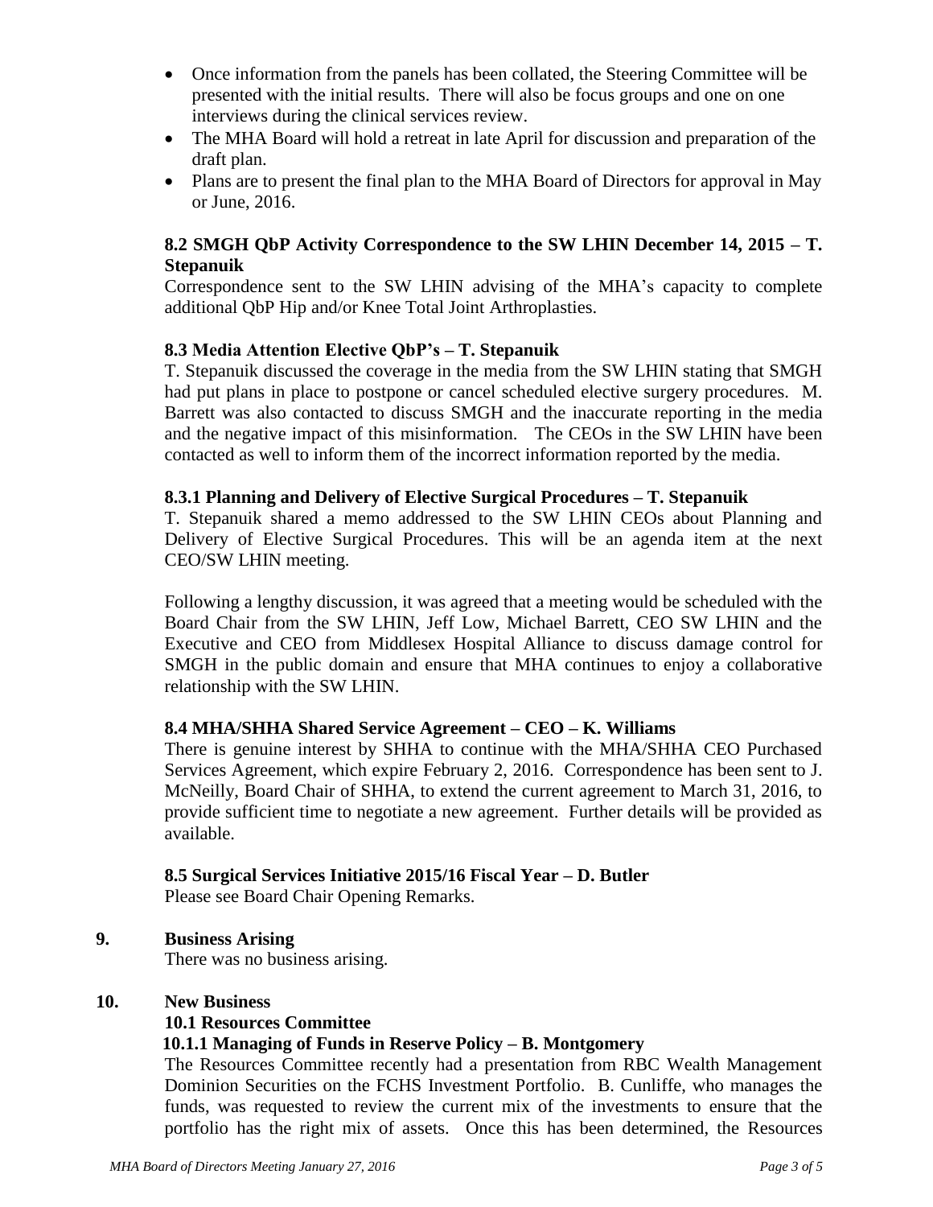- Once information from the panels has been collated, the Steering Committee will be presented with the initial results. There will also be focus groups and one on one interviews during the clinical services review.
- The MHA Board will hold a retreat in late April for discussion and preparation of the draft plan.
- Plans are to present the final plan to the MHA Board of Directors for approval in May or June, 2016.

**8.2 SMGH QbP Activity Correspondence to the SW LHIN December 14, 2015 – T. Stepanuik**

Correspondence sent to the SW LHIN advising of the MHA's capacity to complete additional QbP Hip and/or Knee Total Joint Arthroplasties.

**8.3 Media Attention Elective QbP's – T. Stepanuik**

T. Stepanuik discussed the coverage in the media from the SW LHIN stating that SMGH had put plans in place to postpone or cancel scheduled elective surgery procedures. M. Barrett was also contacted to discuss SMGH and the inaccurate reporting in the media and the negative impact of this misinformation. The CEOs in the SW LHIN have been contacted as well to inform them of the incorrect information reported by the media.

**8.3.1 Planning and Delivery of Elective Surgical Procedures – T. Stepanuik**

T. Stepanuik shared a memo addressed to the SW LHIN CEOs about Planning and Delivery of Elective Surgical Procedures. This will be an agenda item at the next CEO/SW LHIN meeting.

Following a lengthy discussion, it was agreed that a meeting would be scheduled with the Board Chair from the SW LHIN, Jeff Low, Michael Barrett, CEO SW LHIN and the Executive and CEO from Middlesex Hospital Alliance to discuss damage control for SMGH in the public domain and ensure that MHA continues to enjoy a collaborative relationship with the SW LHIN.

**8.4 MHA/SHHA Shared Service Agreement – CEO – K. Williams**

There is genuine interest by SHHA to continue with the MHA/SHHA CEO Purchased Services Agreement, which expire February 2, 2016. Correspondence has been sent to J. McNeilly, Board Chair of SHHA, to extend the current agreement to March 31, 2016, to provide sufficient time to negotiate a new agreement. Further details will be provided as available.

**8.5 Surgical Services Initiative 2015/16 Fiscal Year – D. Butler**

Please see Board Chair Opening Remarks.

**9. Business Arising**

There was no business arising.

**10. New Business**

**10.1 Resources Committee**

**10.1.1 Managing of Funds in Reserve Policy – B. Montgomery**

The Resources Committee recently had a presentation from RBC Wealth Management Dominion Securities on the FCHS Investment Portfolio. B. Cunliffe, who manages the funds, was requested to review the current mix of the investments to ensure that the portfolio has the right mix of assets. Once this has been determined, the Resources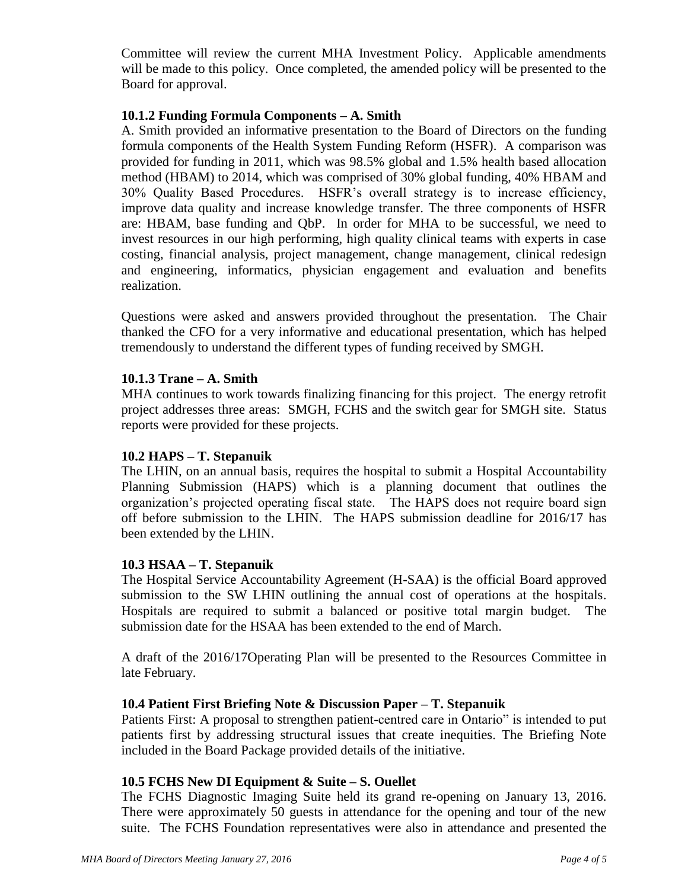Committee will review the current MHA Investment Policy. Applicable amendments will be made to this policy. Once completed, the amended policy will be presented to the Board for approval.

**10.1.2 Funding Formula Components – A. Smith**

A. Smith provided an informative presentation to the Board of Directors on the funding formula components of the Health System Funding Reform (HSFR). A comparison was provided for funding in 2011, which was 98.5% global and 1.5% health based allocation method (HBAM) to 2014, which was comprised of 30% global funding, 40% HBAM and 30% Quality Based Procedures. HSFR's overall strategy is to increase efficiency, improve data quality and increase knowledge transfer. The three components of HSFR are: HBAM, base funding and QbP. In order for MHA to be successful, we need to invest resources in our high performing, high quality clinical teams with experts in case costing, financial analysis, project management, change management, clinical redesign and engineering, informatics, physician engagement and evaluation and benefits realization.

Questions were asked and answers provided throughout the presentation. The Chair thanked the CFO for a very informative and educational presentation, which has helped tremendously to understand the different types of funding received by SMGH.

**10.1.3 Trane – A. Smith**

MHA continues to work towards finalizing financing for this project. The energy retrofit project addresses three areas: SMGH, FCHS and the switch gear for SMGH site. Status reports were provided for these projects.

**10.2 HAPS – T. Stepanuik**

The LHIN, on an annual basis, requires the hospital to submit a Hospital Accountability Planning Submission (HAPS) which is a planning document that outlines the organization's projected operating fiscal state. The HAPS does not require board sign off before submission to the LHIN. The HAPS submission deadline for 2016/17 has been extended by the LHIN.

**10.3 HSAA – T. Stepanuik**

The Hospital Service Accountability Agreement (H-SAA) is the official Board approved submission to the SW LHIN outlining the annual cost of operations at the hospitals. Hospitals are required to submit a balanced or positive total margin budget. The submission date for the HSAA has been extended to the end of March.

A draft of the 2016/17Operating Plan will be presented to the Resources Committee in late February.

**10.4 Patient First Briefing Note & Discussion Paper – T. Stepanuik**

Patients First: A proposal to strengthen patient-centred care in Ontario" is intended to put patients first by addressing structural issues that create inequities. The Briefing Note included in the Board Package provided details of the initiative.

**10.5 FCHS New DI Equipment & Suite – S. Ouellet**

The FCHS Diagnostic Imaging Suite held its grand re-opening on January 13, 2016. There were approximately 50 guests in attendance for the opening and tour of the new suite. The FCHS Foundation representatives were also in attendance and presented the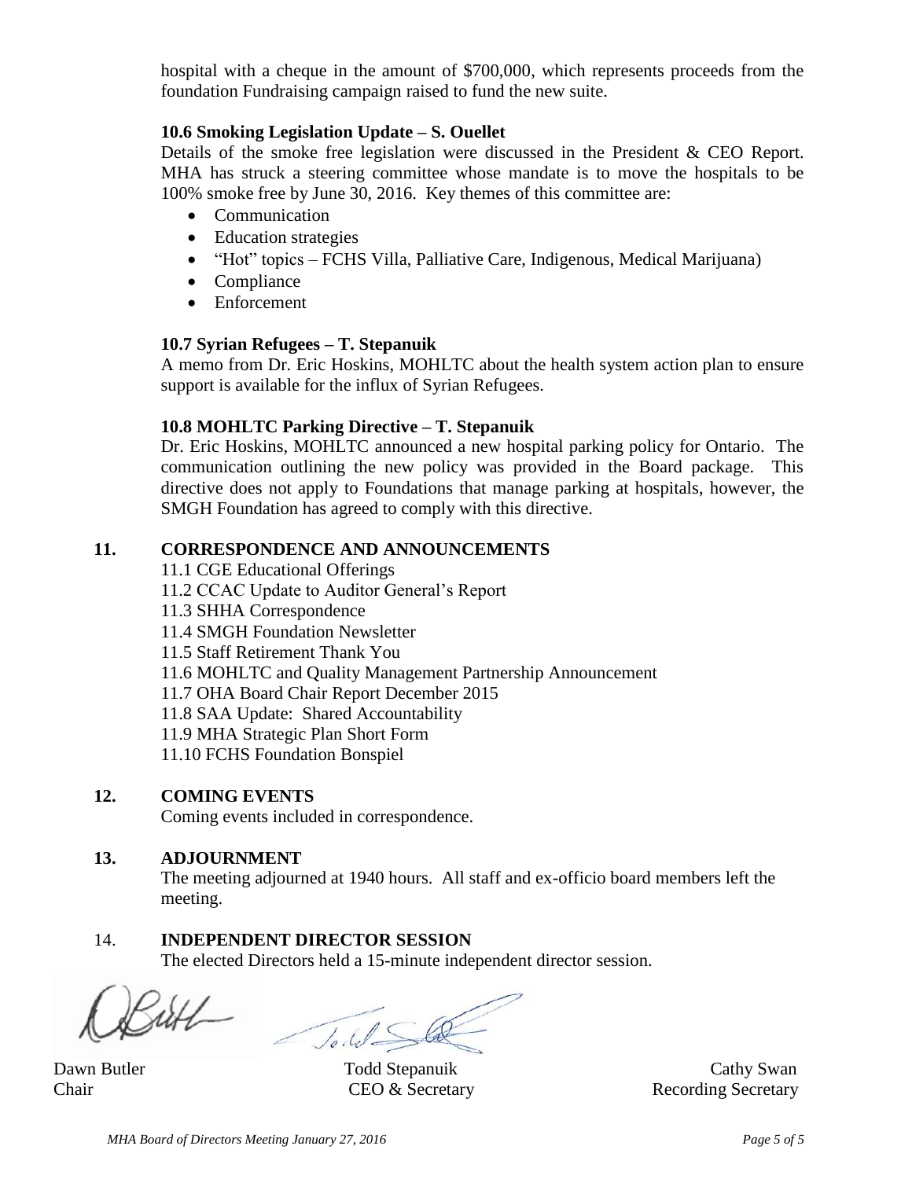hospital with a cheque in the amount of $700,000, which represents proceeds from the foundation Fundraising campaign raised to fund the new suite.

**10.6 Smoking Legislation Update – S. Ouellet**

Details of the smoke free legislation were discussed in the President & CEO Report. MHA has struck a steering committee whose mandate is to move the hospitals to be 100% smoke free by June 30, 2016. Key themes of this committee are:

- Communication
- Education strategies
- "Hot" topics – FCHS Villa, Palliative Care, Indigenous, Medical Marijuana)
- Compliance
- Enforcement

**10.7 Syrian Refugees – T. Stepanuik**

A memo from Dr. Eric Hoskins, MOHLTC about the health system action plan to ensure support is available for the influx of Syrian Refugees.

**10.8 MOHLTC Parking Directive – T. Stepanuik**

Dr. Eric Hoskins, MOHLTC announced a new hospital parking policy for Ontario. The communication outlining the new policy was provided in the Board package. This directive does not apply to Foundations that manage parking at hospitals, however, the SMGH Foundation has agreed to comply with this directive.

## 11. CORRESPONDENCE AND ANNOUNCEMENTS

11.1 CGE Educational Offerings
11.2 CCAC Update to Auditor General's Report
11.3 SHHA Correspondence
11.4 SMGH Foundation Newsletter
11.5 Staff Retirement Thank You
11.6 MOHLTC and Quality Management Partnership Announcement
11.7 OHA Board Chair Report December 2015
11.8 SAA Update: Shared Accountability
11.9 MHA Strategic Plan Short Form
11.10 FCHS Foundation Bonspiel

## 12. COMING EVENTS

Coming events included in correspondence.

## 13. ADJOURNMENT

The meeting adjourned at 1940 hours. All staff and ex-officio board members left the meeting.

## 14. INDEPENDENT DIRECTOR SESSION

The elected Directors held a 15-minute independent director session.

| | | |
|---|---|---|
| Dawn Butler | Todd Stepanuik | Cathy Swan |
| Chair | CEO & Secretary | Recording Secretary |